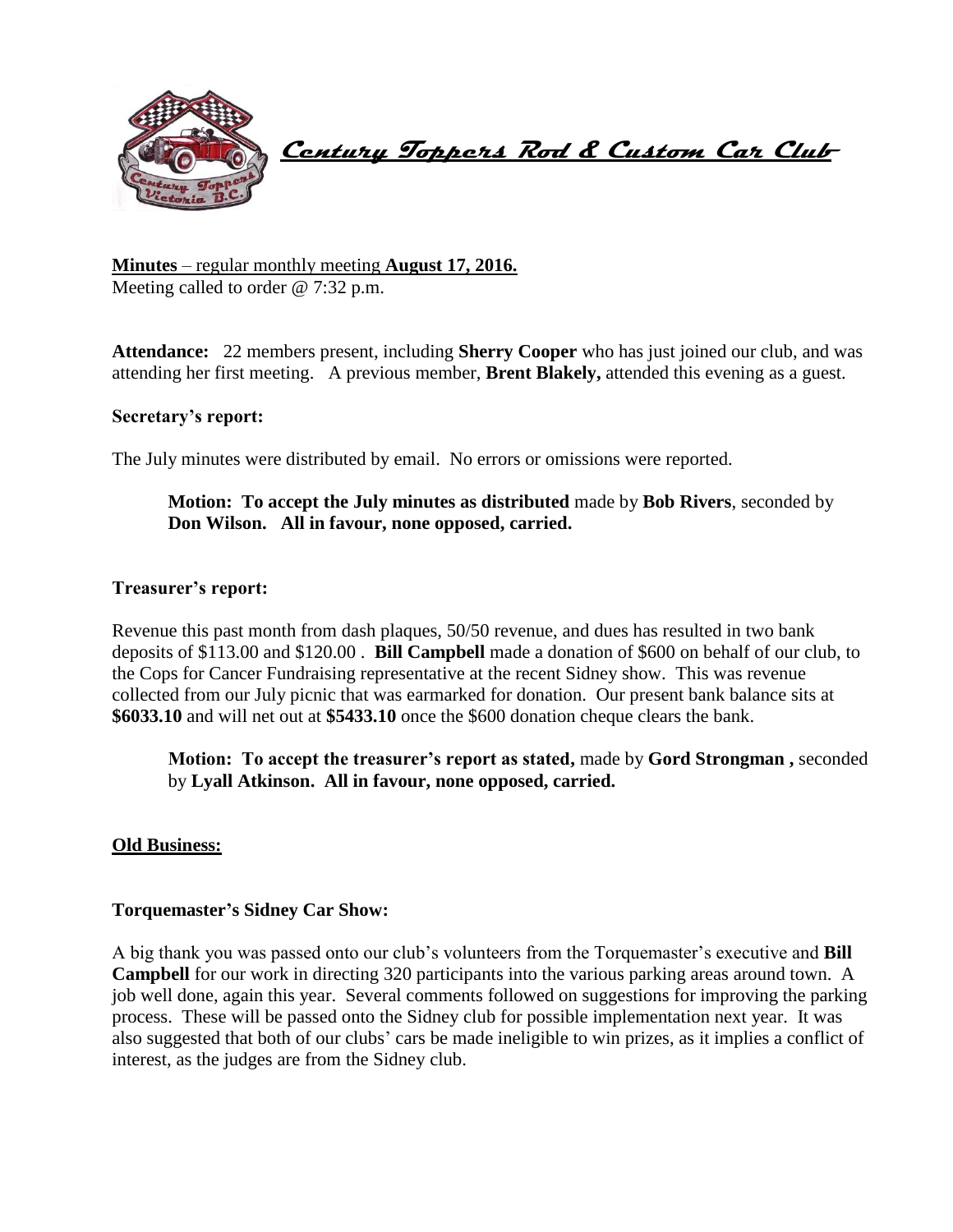# *Century Toppers Rod & Custom Car Club*

**Minutes** – regular monthly meeting **August 17, 2016.**
Meeting called to order @ 7:32 p.m.

**Attendance:** 22 members present, including **Sherry Cooper** who has just joined our club, and was attending her first meeting. A previous member, **Brent Blakely,** attended this evening as a guest.

**Secretary's report:**

The July minutes were distributed by email. No errors or omissions were reported.

> **Motion: To accept the July minutes as distributed** made by **Bob Rivers**, seconded by **Don Wilson. All in favour, none opposed, carried.**

**Treasurer's report:**

Revenue this past month from dash plaques, 50/50 revenue, and dues has resulted in two bank deposits of $113.00 and $120.00 . **Bill Campbell** made a donation of $600 on behalf of our club, to the Cops for Cancer Fundraising representative at the recent Sidney show. This was revenue collected from our July picnic that was earmarked for donation. Our present bank balance sits at **$6033.10** and will net out at **$5433.10** once the $600 donation cheque clears the bank.

> **Motion: To accept the treasurer's report as stated,** made by **Gord Strongman ,** seconded by **Lyall Atkinson. All in favour, none opposed, carried.**

## Old Business:

**Torquemaster's Sidney Car Show:**

A big thank you was passed onto our club's volunteers from the Torquemaster's executive and **Bill Campbell** for our work in directing 320 participants into the various parking areas around town. A job well done, again this year. Several comments followed on suggestions for improving the parking process. These will be passed onto the Sidney club for possible implementation next year. It was also suggested that both of our clubs' cars be made ineligible to win prizes, as it implies a conflict of interest, as the judges are from the Sidney club.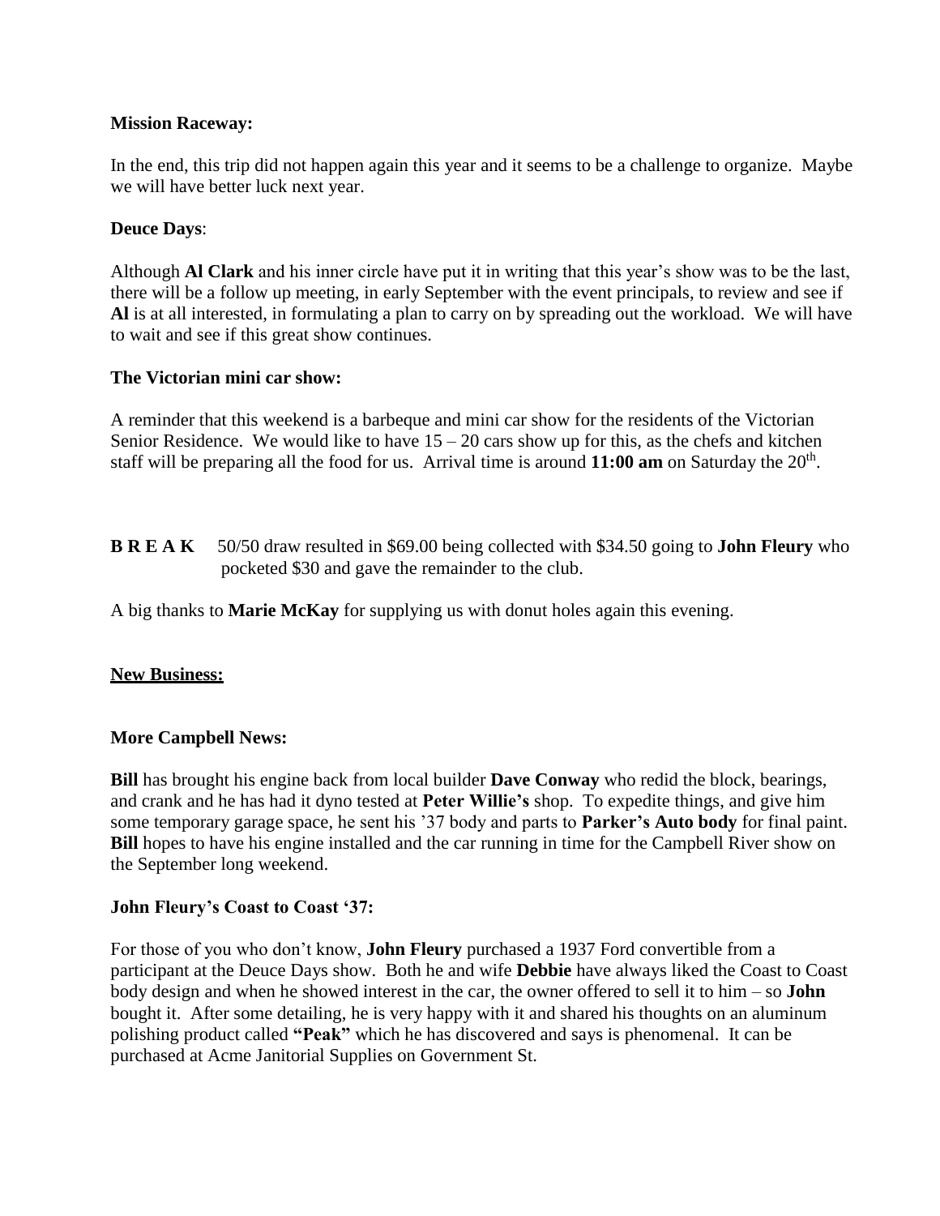**Mission Raceway:**

In the end, this trip did not happen again this year and it seems to be a challenge to organize. Maybe we will have better luck next year.

**Deuce Days**:

Although **Al Clark** and his inner circle have put it in writing that this year's show was to be the last, there will be a follow up meeting, in early September with the event principals, to review and see if **Al** is at all interested, in formulating a plan to carry on by spreading out the workload. We will have to wait and see if this great show continues.

**The Victorian mini car show:**

A reminder that this weekend is a barbeque and mini car show for the residents of the Victorian Senior Residence. We would like to have 15 – 20 cars show up for this, as the chefs and kitchen staff will be preparing all the food for us. Arrival time is around **11:00 am** on Saturday the 20th.

**B R E A K** 50/50 draw resulted in $69.00 being collected with $34.50 going to **John Fleury** who pocketed $30 and gave the remainder to the club.

A big thanks to **Marie McKay** for supplying us with donut holes again this evening.

**New Business:**

**More Campbell News:**

**Bill** has brought his engine back from local builder **Dave Conway** who redid the block, bearings, and crank and he has had it dyno tested at **Peter Willie's** shop. To expedite things, and give him some temporary garage space, he sent his '37 body and parts to **Parker's Auto body** for final paint. **Bill** hopes to have his engine installed and the car running in time for the Campbell River show on the September long weekend.

**John Fleury's Coast to Coast '37:**

For those of you who don't know, **John Fleury** purchased a 1937 Ford convertible from a participant at the Deuce Days show. Both he and wife **Debbie** have always liked the Coast to Coast body design and when he showed interest in the car, the owner offered to sell it to him – so **John** bought it. After some detailing, he is very happy with it and shared his thoughts on an aluminum polishing product called **"Peak"** which he has discovered and says is phenomenal. It can be purchased at Acme Janitorial Supplies on Government St.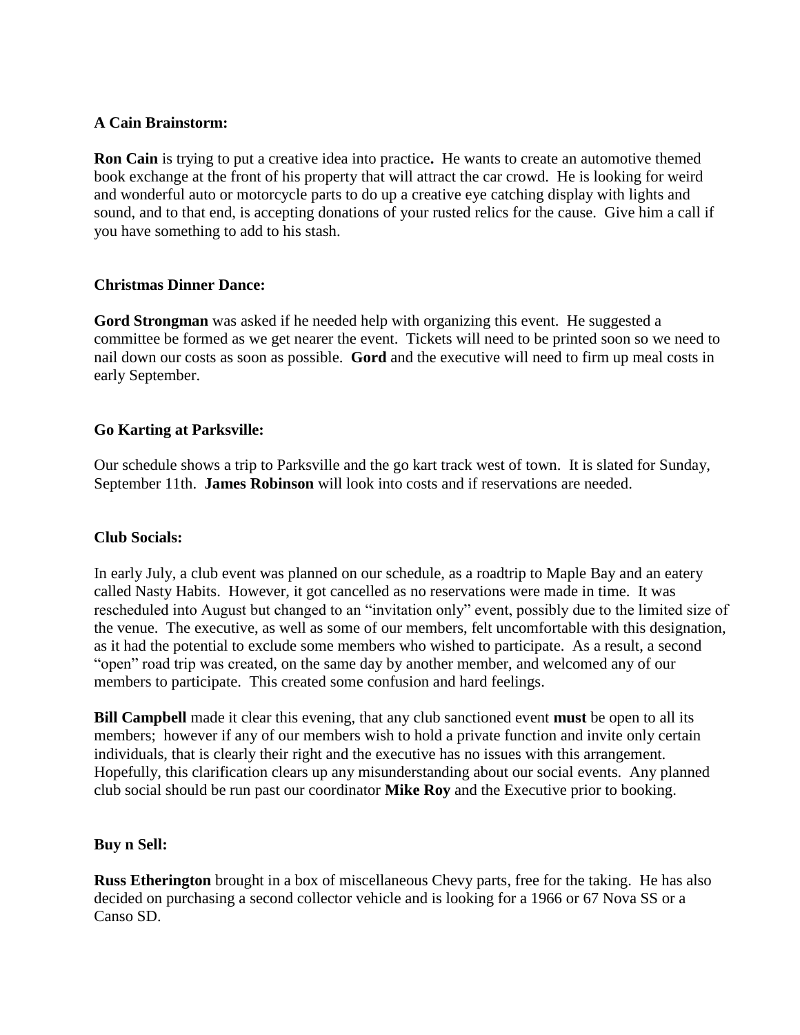**A Cain Brainstorm:**

**Ron Cain** is trying to put a creative idea into practice**.** He wants to create an automotive themed book exchange at the front of his property that will attract the car crowd. He is looking for weird and wonderful auto or motorcycle parts to do up a creative eye catching display with lights and sound, and to that end, is accepting donations of your rusted relics for the cause. Give him a call if you have something to add to his stash.

**Christmas Dinner Dance:**

**Gord Strongman** was asked if he needed help with organizing this event. He suggested a committee be formed as we get nearer the event. Tickets will need to be printed soon so we need to nail down our costs as soon as possible. **Gord** and the executive will need to firm up meal costs in early September.

**Go Karting at Parksville:**

Our schedule shows a trip to Parksville and the go kart track west of town. It is slated for Sunday, September 11th. **James Robinson** will look into costs and if reservations are needed.

**Club Socials:**

In early July, a club event was planned on our schedule, as a roadtrip to Maple Bay and an eatery called Nasty Habits. However, it got cancelled as no reservations were made in time. It was rescheduled into August but changed to an "invitation only" event, possibly due to the limited size of the venue. The executive, as well as some of our members, felt uncomfortable with this designation, as it had the potential to exclude some members who wished to participate. As a result, a second "open" road trip was created, on the same day by another member, and welcomed any of our members to participate. This created some confusion and hard feelings.

**Bill Campbell** made it clear this evening, that any club sanctioned event **must** be open to all its members; however if any of our members wish to hold a private function and invite only certain individuals, that is clearly their right and the executive has no issues with this arrangement. Hopefully, this clarification clears up any misunderstanding about our social events. Any planned club social should be run past our coordinator **Mike Roy** and the Executive prior to booking.

**Buy n Sell:**

**Russ Etherington** brought in a box of miscellaneous Chevy parts, free for the taking. He has also decided on purchasing a second collector vehicle and is looking for a 1966 or 67 Nova SS or a Canso SD.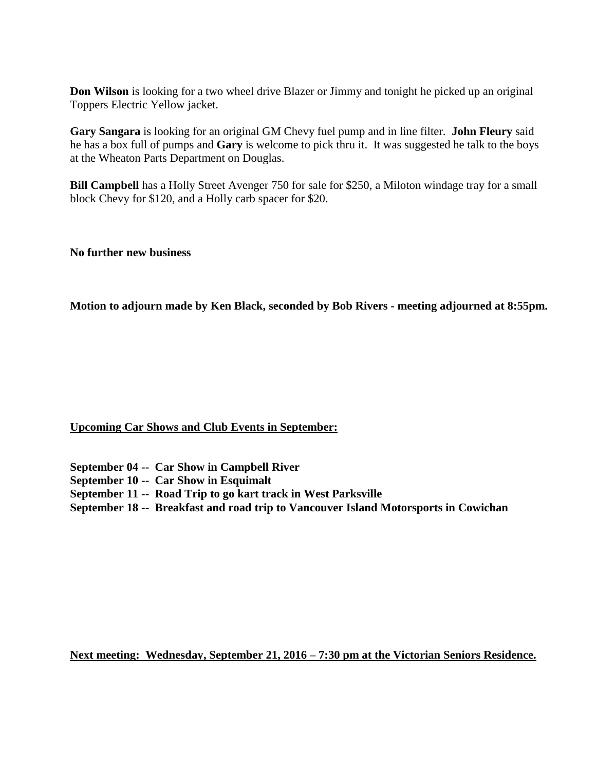**Don Wilson** is looking for a two wheel drive Blazer or Jimmy and tonight he picked up an original Toppers Electric Yellow jacket.

**Gary Sangara** is looking for an original GM Chevy fuel pump and in line filter. **John Fleury** said he has a box full of pumps and **Gary** is welcome to pick thru it. It was suggested he talk to the boys at the Wheaton Parts Department on Douglas.

**Bill Campbell** has a Holly Street Avenger 750 for sale for $250, a Miloton windage tray for a small block Chevy for $120, and a Holly carb spacer for $20.

**No further new business**

**Motion to adjourn made by Ken Black, seconded by Bob Rivers - meeting adjourned at 8:55pm.**

**<u>Upcoming Car Shows and Club Events in September:</u>**

**September 04 -- Car Show in Campbell River**
**September 10 -- Car Show in Esquimalt**
**September 11 -- Road Trip to go kart track in West Parksville**
**September 18 -- Breakfast and road trip to Vancouver Island Motorsports in Cowichan**

**<u>Next meeting: Wednesday, September 21, 2016 – 7:30 pm at the Victorian Seniors Residence.</u>**